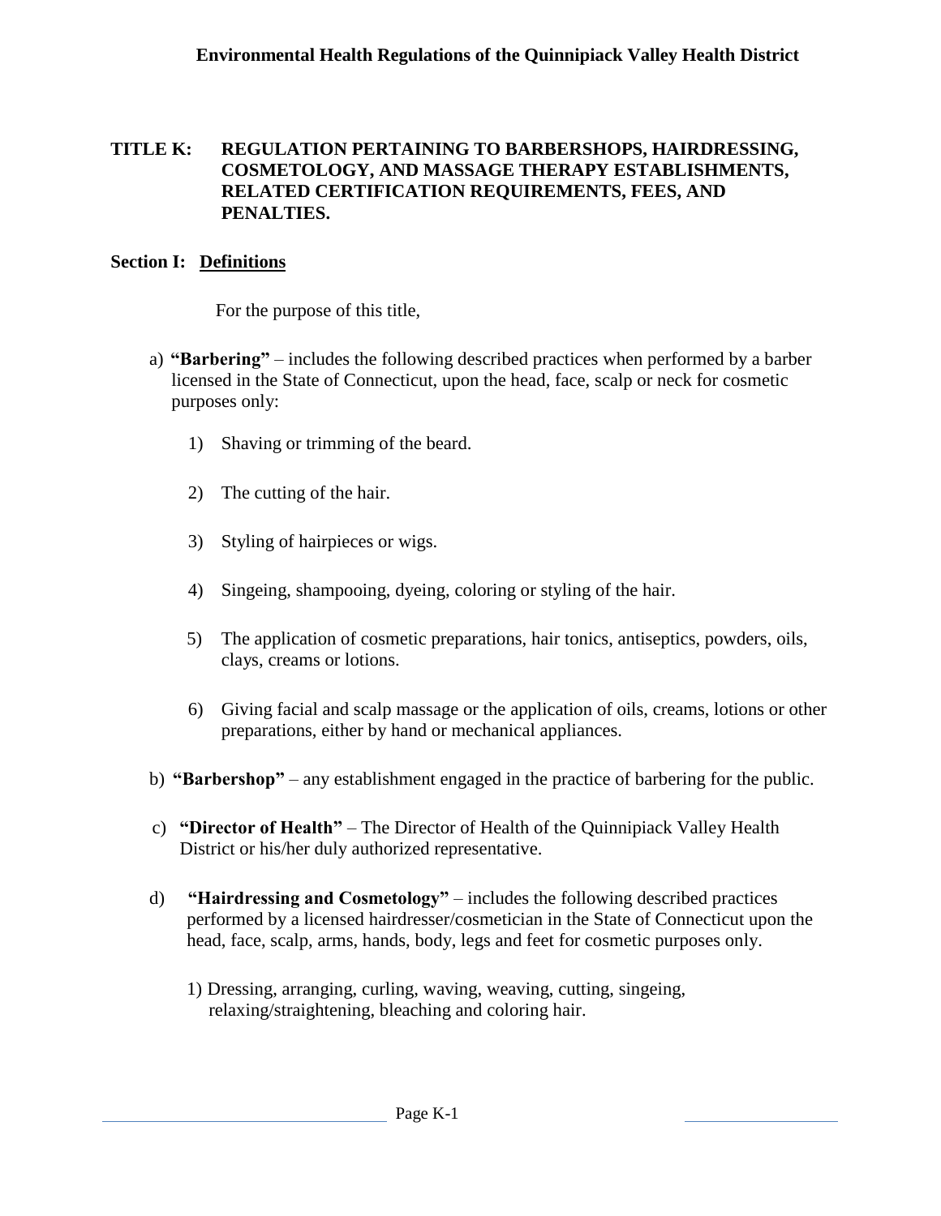# TITLE K: REGULATION PERTAINING TO BARBERSHOPS, HAIRDRESSING, COSMETOLOGY, AND MASSAGE THERAPY ESTABLISHMENTS, RELATED CERTIFICATION REQUIREMENTS, FEES, AND PENALTIES.

## Section I: Definitions

For the purpose of this title,

a) **"Barbering"** – includes the following described practices when performed by a barber licensed in the State of Connecticut, upon the head, face, scalp or neck for cosmetic purposes only:

1) Shaving or trimming of the beard.

2) The cutting of the hair.

3) Styling of hairpieces or wigs.

4) Singeing, shampooing, dyeing, coloring or styling of the hair.

5) The application of cosmetic preparations, hair tonics, antiseptics, powders, oils, clays, creams or lotions.

6) Giving facial and scalp massage or the application of oils, creams, lotions or other preparations, either by hand or mechanical appliances.

b) **"Barbershop"** – any establishment engaged in the practice of barbering for the public.

c) **"Director of Health"** – The Director of Health of the Quinnipiack Valley Health District or his/her duly authorized representative.

d) **"Hairdressing and Cosmetology"** – includes the following described practices performed by a licensed hairdresser/cosmetician in the State of Connecticut upon the head, face, scalp, arms, hands, body, legs and feet for cosmetic purposes only.

1) Dressing, arranging, curling, waving, weaving, cutting, singeing, relaxing/straightening, bleaching and coloring hair.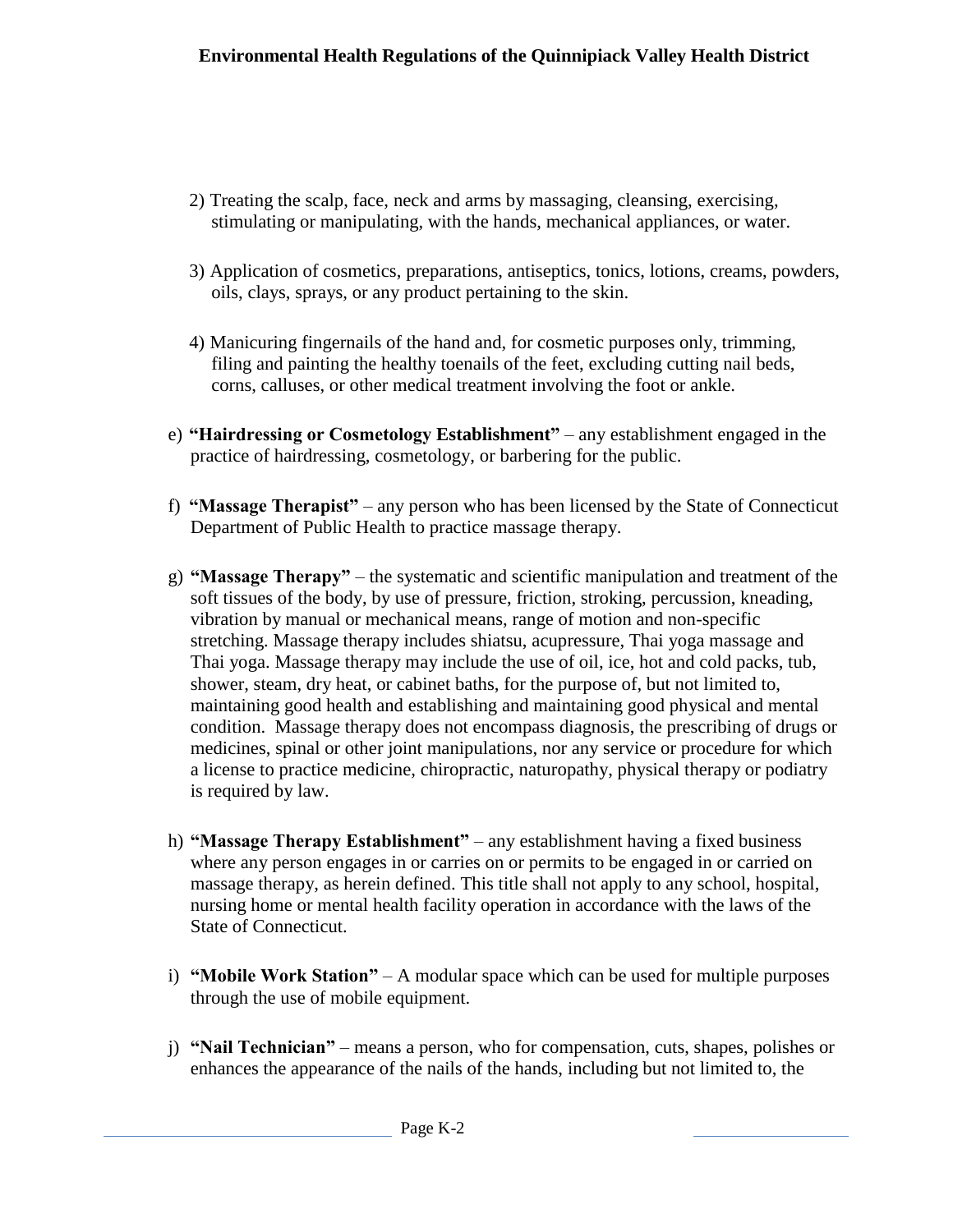2) Treating the scalp, face, neck and arms by massaging, cleansing, exercising, stimulating or manipulating, with the hands, mechanical appliances, or water.

3) Application of cosmetics, preparations, antiseptics, tonics, lotions, creams, powders, oils, clays, sprays, or any product pertaining to the skin.

4) Manicuring fingernails of the hand and, for cosmetic purposes only, trimming, filing and painting the healthy toenails of the feet, excluding cutting nail beds, corns, calluses, or other medical treatment involving the foot or ankle.

e) **"Hairdressing or Cosmetology Establishment"** – any establishment engaged in the practice of hairdressing, cosmetology, or barbering for the public.

f) **"Massage Therapist"** – any person who has been licensed by the State of Connecticut Department of Public Health to practice massage therapy.

g) **"Massage Therapy"** – the systematic and scientific manipulation and treatment of the soft tissues of the body, by use of pressure, friction, stroking, percussion, kneading, vibration by manual or mechanical means, range of motion and non-specific stretching. Massage therapy includes shiatsu, acupressure, Thai yoga massage and Thai yoga. Massage therapy may include the use of oil, ice, hot and cold packs, tub, shower, steam, dry heat, or cabinet baths, for the purpose of, but not limited to, maintaining good health and establishing and maintaining good physical and mental condition. Massage therapy does not encompass diagnosis, the prescribing of drugs or medicines, spinal or other joint manipulations, nor any service or procedure for which a license to practice medicine, chiropractic, naturopathy, physical therapy or podiatry is required by law.

h) **"Massage Therapy Establishment"** – any establishment having a fixed business where any person engages in or carries on or permits to be engaged in or carried on massage therapy, as herein defined. This title shall not apply to any school, hospital, nursing home or mental health facility operation in accordance with the laws of the State of Connecticut.

i) **"Mobile Work Station"** – A modular space which can be used for multiple purposes through the use of mobile equipment.

j) **"Nail Technician"** – means a person, who for compensation, cuts, shapes, polishes or enhances the appearance of the nails of the hands, including but not limited to, the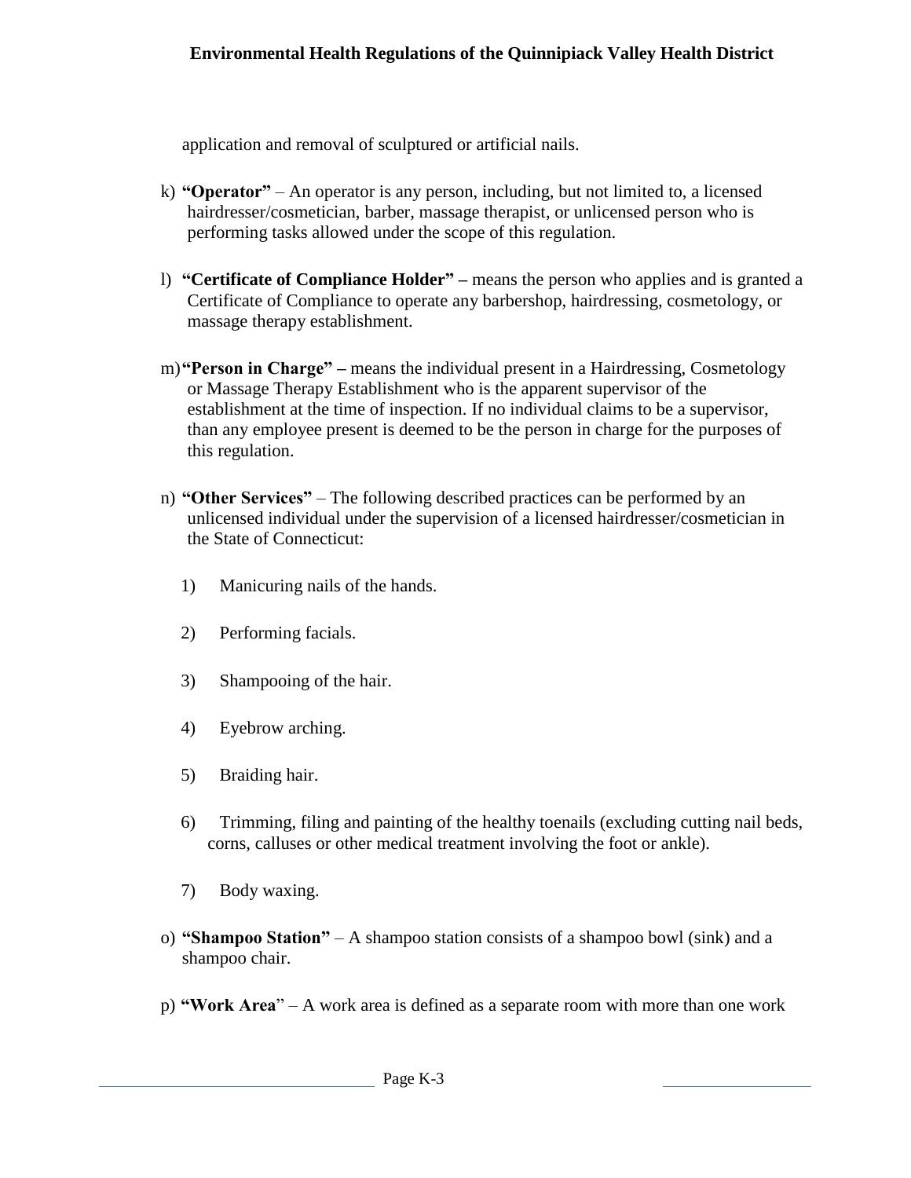application and removal of sculptured or artificial nails.

k) **"Operator"** – An operator is any person, including, but not limited to, a licensed hairdresser/cosmetician, barber, massage therapist, or unlicensed person who is performing tasks allowed under the scope of this regulation.

l) **"Certificate of Compliance Holder" –** means the person who applies and is granted a Certificate of Compliance to operate any barbershop, hairdressing, cosmetology, or massage therapy establishment.

m) **"Person in Charge" –** means the individual present in a Hairdressing, Cosmetology or Massage Therapy Establishment who is the apparent supervisor of the establishment at the time of inspection. If no individual claims to be a supervisor, than any employee present is deemed to be the person in charge for the purposes of this regulation.

n) **"Other Services"** – The following described practices can be performed by an unlicensed individual under the supervision of a licensed hairdresser/cosmetician in the State of Connecticut:

1) Manicuring nails of the hands.

2) Performing facials.

3) Shampooing of the hair.

4) Eyebrow arching.

5) Braiding hair.

6) Trimming, filing and painting of the healthy toenails (excluding cutting nail beds, corns, calluses or other medical treatment involving the foot or ankle).

7) Body waxing.

o) **"Shampoo Station"** – A shampoo station consists of a shampoo bowl (sink) and a shampoo chair.

p) **"Work Area"** – A work area is defined as a separate room with more than one work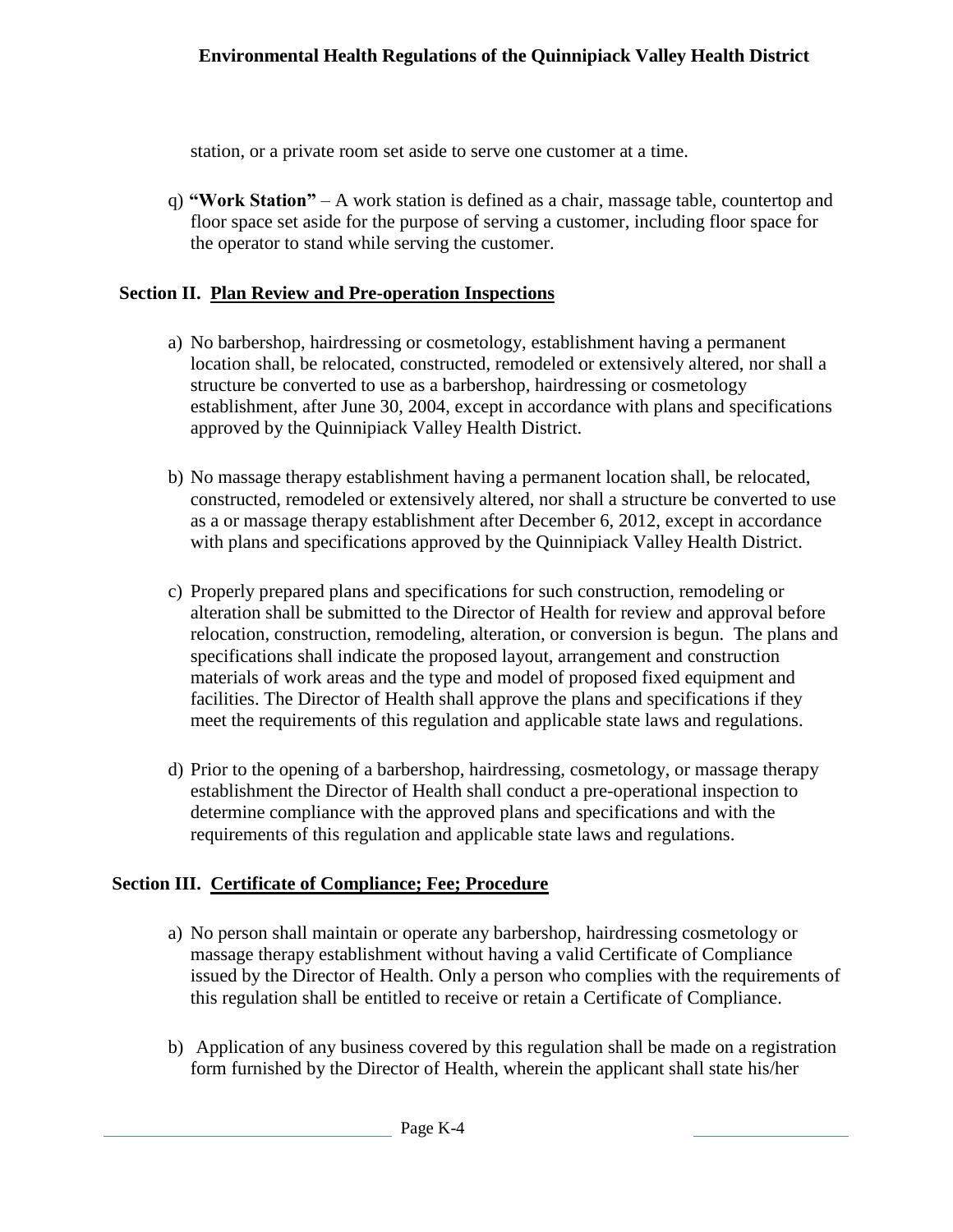station, or a private room set aside to serve one customer at a time.

q) **"Work Station"** – A work station is defined as a chair, massage table, countertop and floor space set aside for the purpose of serving a customer, including floor space for the operator to stand while serving the customer.

## Section II. Plan Review and Pre-operation Inspections

a) No barbershop, hairdressing or cosmetology, establishment having a permanent location shall, be relocated, constructed, remodeled or extensively altered, nor shall a structure be converted to use as a barbershop, hairdressing or cosmetology establishment, after June 30, 2004, except in accordance with plans and specifications approved by the Quinnipiack Valley Health District.

b) No massage therapy establishment having a permanent location shall, be relocated, constructed, remodeled or extensively altered, nor shall a structure be converted to use as a or massage therapy establishment after December 6, 2012, except in accordance with plans and specifications approved by the Quinnipiack Valley Health District.

c) Properly prepared plans and specifications for such construction, remodeling or alteration shall be submitted to the Director of Health for review and approval before relocation, construction, remodeling, alteration, or conversion is begun. The plans and specifications shall indicate the proposed layout, arrangement and construction materials of work areas and the type and model of proposed fixed equipment and facilities. The Director of Health shall approve the plans and specifications if they meet the requirements of this regulation and applicable state laws and regulations.

d) Prior to the opening of a barbershop, hairdressing, cosmetology, or massage therapy establishment the Director of Health shall conduct a pre-operational inspection to determine compliance with the approved plans and specifications and with the requirements of this regulation and applicable state laws and regulations.

## Section III. Certificate of Compliance; Fee; Procedure

a) No person shall maintain or operate any barbershop, hairdressing cosmetology or massage therapy establishment without having a valid Certificate of Compliance issued by the Director of Health. Only a person who complies with the requirements of this regulation shall be entitled to receive or retain a Certificate of Compliance.

b) Application of any business covered by this regulation shall be made on a registration form furnished by the Director of Health, wherein the applicant shall state his/her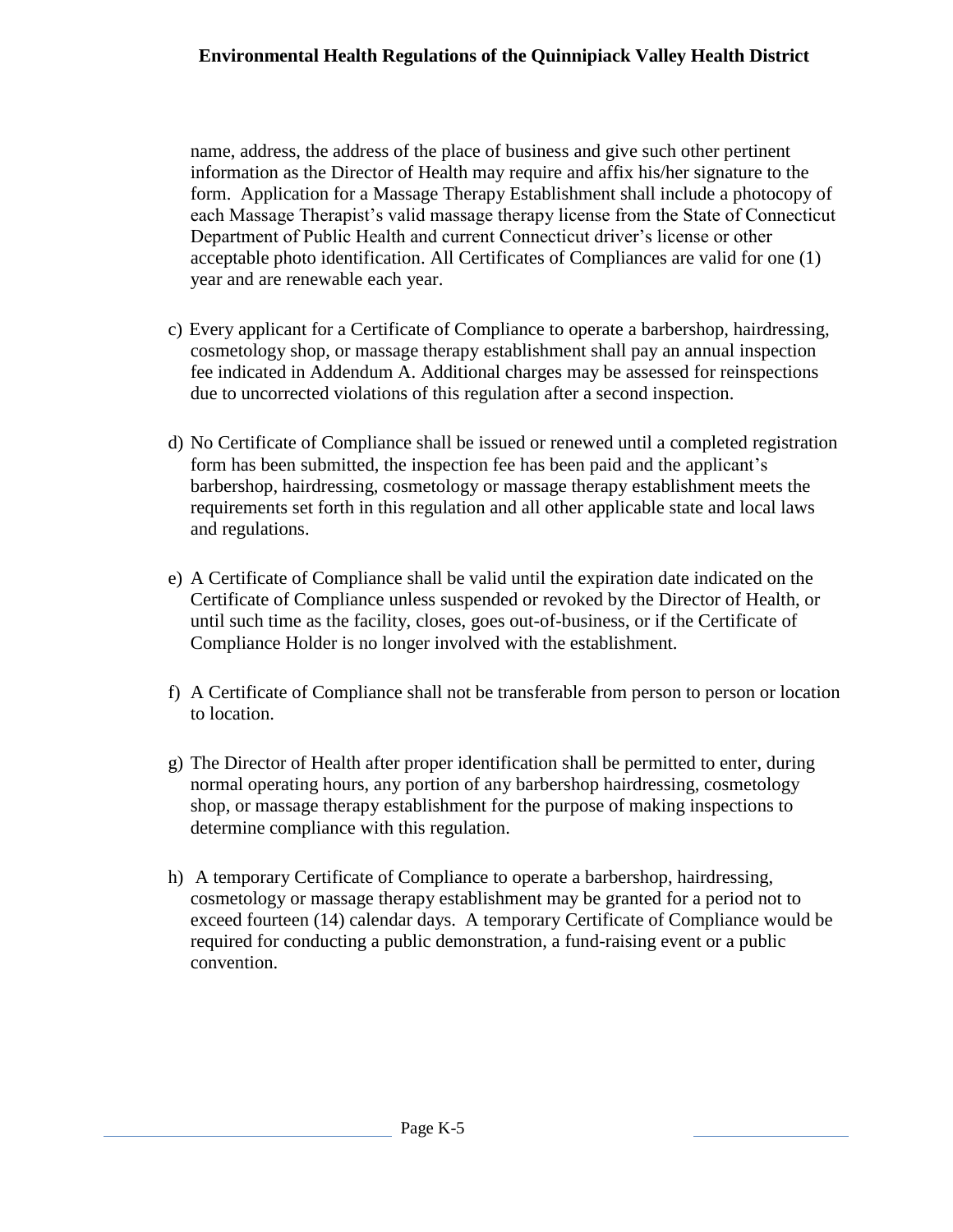name, address, the address of the place of business and give such other pertinent information as the Director of Health may require and affix his/her signature to the form. Application for a Massage Therapy Establishment shall include a photocopy of each Massage Therapist's valid massage therapy license from the State of Connecticut Department of Public Health and current Connecticut driver's license or other acceptable photo identification. All Certificates of Compliances are valid for one (1) year and are renewable each year.

c) Every applicant for a Certificate of Compliance to operate a barbershop, hairdressing, cosmetology shop, or massage therapy establishment shall pay an annual inspection fee indicated in Addendum A. Additional charges may be assessed for reinspections due to uncorrected violations of this regulation after a second inspection.

d) No Certificate of Compliance shall be issued or renewed until a completed registration form has been submitted, the inspection fee has been paid and the applicant's barbershop, hairdressing, cosmetology or massage therapy establishment meets the requirements set forth in this regulation and all other applicable state and local laws and regulations.

e) A Certificate of Compliance shall be valid until the expiration date indicated on the Certificate of Compliance unless suspended or revoked by the Director of Health, or until such time as the facility, closes, goes out-of-business, or if the Certificate of Compliance Holder is no longer involved with the establishment.

f) A Certificate of Compliance shall not be transferable from person to person or location to location.

g) The Director of Health after proper identification shall be permitted to enter, during normal operating hours, any portion of any barbershop hairdressing, cosmetology shop, or massage therapy establishment for the purpose of making inspections to determine compliance with this regulation.

h) A temporary Certificate of Compliance to operate a barbershop, hairdressing, cosmetology or massage therapy establishment may be granted for a period not to exceed fourteen (14) calendar days. A temporary Certificate of Compliance would be required for conducting a public demonstration, a fund-raising event or a public convention.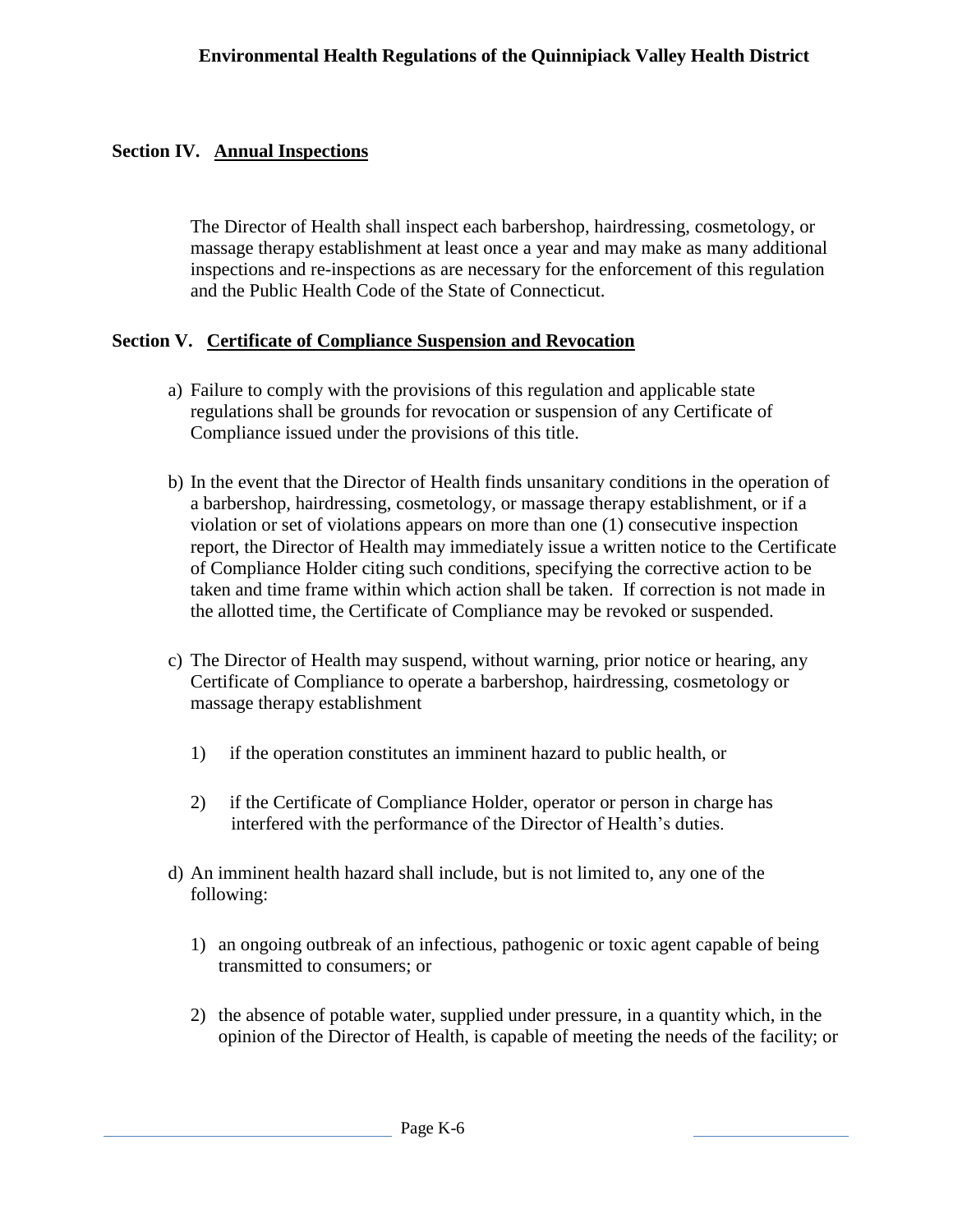## Section IV. Annual Inspections

The Director of Health shall inspect each barbershop, hairdressing, cosmetology, or massage therapy establishment at least once a year and may make as many additional inspections and re-inspections as are necessary for the enforcement of this regulation and the Public Health Code of the State of Connecticut.

## Section V. Certificate of Compliance Suspension and Revocation

a) Failure to comply with the provisions of this regulation and applicable state regulations shall be grounds for revocation or suspension of any Certificate of Compliance issued under the provisions of this title.

b) In the event that the Director of Health finds unsanitary conditions in the operation of a barbershop, hairdressing, cosmetology, or massage therapy establishment, or if a violation or set of violations appears on more than one (1) consecutive inspection report, the Director of Health may immediately issue a written notice to the Certificate of Compliance Holder citing such conditions, specifying the corrective action to be taken and time frame within which action shall be taken. If correction is not made in the allotted time, the Certificate of Compliance may be revoked or suspended.

c) The Director of Health may suspend, without warning, prior notice or hearing, any Certificate of Compliance to operate a barbershop, hairdressing, cosmetology or massage therapy establishment

   1) if the operation constitutes an imminent hazard to public health, or

   2) if the Certificate of Compliance Holder, operator or person in charge has interfered with the performance of the Director of Health's duties.

d) An imminent health hazard shall include, but is not limited to, any one of the following:

   1) an ongoing outbreak of an infectious, pathogenic or toxic agent capable of being transmitted to consumers; or

   2) the absence of potable water, supplied under pressure, in a quantity which, in the opinion of the Director of Health, is capable of meeting the needs of the facility; or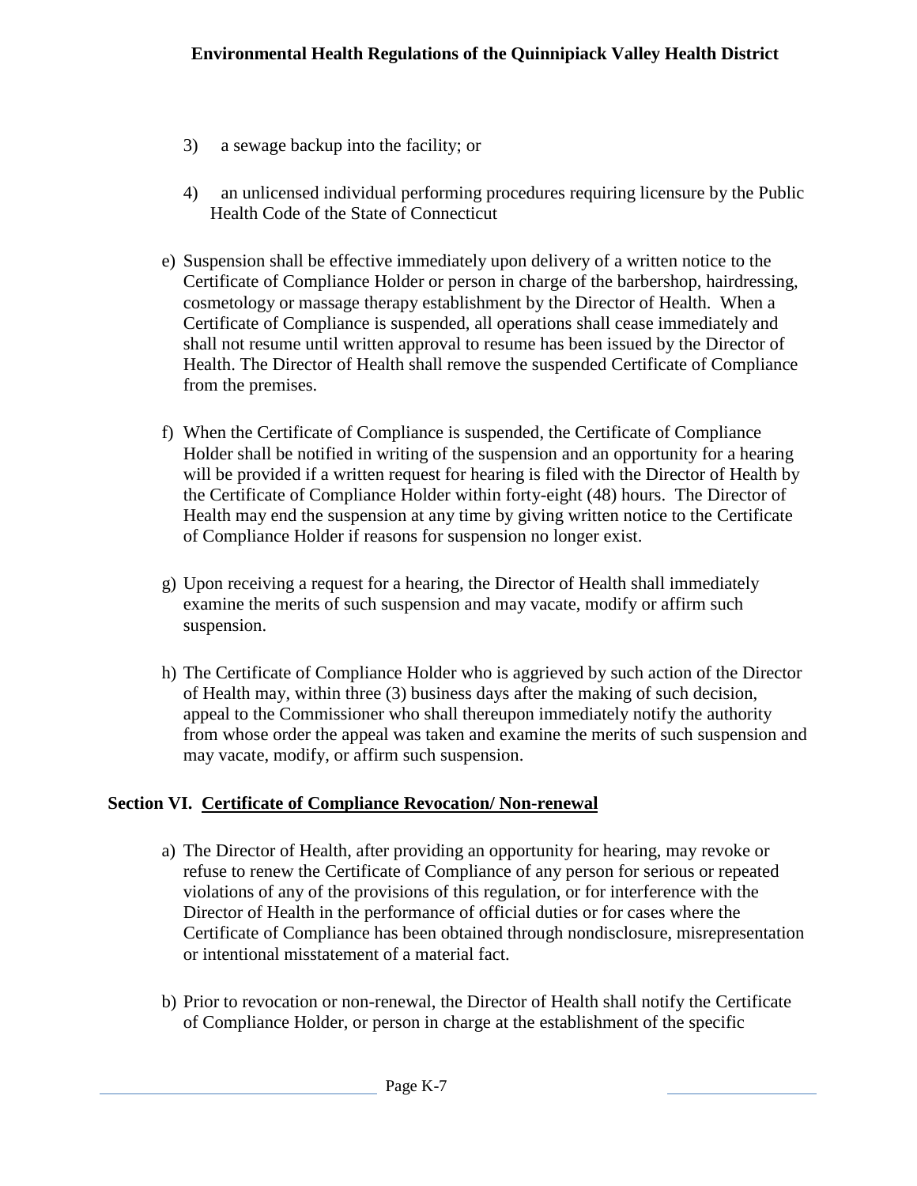3) a sewage backup into the facility; or

4) an unlicensed individual performing procedures requiring licensure by the Public Health Code of the State of Connecticut

e) Suspension shall be effective immediately upon delivery of a written notice to the Certificate of Compliance Holder or person in charge of the barbershop, hairdressing, cosmetology or massage therapy establishment by the Director of Health. When a Certificate of Compliance is suspended, all operations shall cease immediately and shall not resume until written approval to resume has been issued by the Director of Health. The Director of Health shall remove the suspended Certificate of Compliance from the premises.

f) When the Certificate of Compliance is suspended, the Certificate of Compliance Holder shall be notified in writing of the suspension and an opportunity for a hearing will be provided if a written request for hearing is filed with the Director of Health by the Certificate of Compliance Holder within forty-eight (48) hours. The Director of Health may end the suspension at any time by giving written notice to the Certificate of Compliance Holder if reasons for suspension no longer exist.

g) Upon receiving a request for a hearing, the Director of Health shall immediately examine the merits of such suspension and may vacate, modify or affirm such suspension.

h) The Certificate of Compliance Holder who is aggrieved by such action of the Director of Health may, within three (3) business days after the making of such decision, appeal to the Commissioner who shall thereupon immediately notify the authority from whose order the appeal was taken and examine the merits of such suspension and may vacate, modify, or affirm such suspension.

## Section VI. Certificate of Compliance Revocation/ Non-renewal

a) The Director of Health, after providing an opportunity for hearing, may revoke or refuse to renew the Certificate of Compliance of any person for serious or repeated violations of any of the provisions of this regulation, or for interference with the Director of Health in the performance of official duties or for cases where the Certificate of Compliance has been obtained through nondisclosure, misrepresentation or intentional misstatement of a material fact.

b) Prior to revocation or non-renewal, the Director of Health shall notify the Certificate of Compliance Holder, or person in charge at the establishment of the specific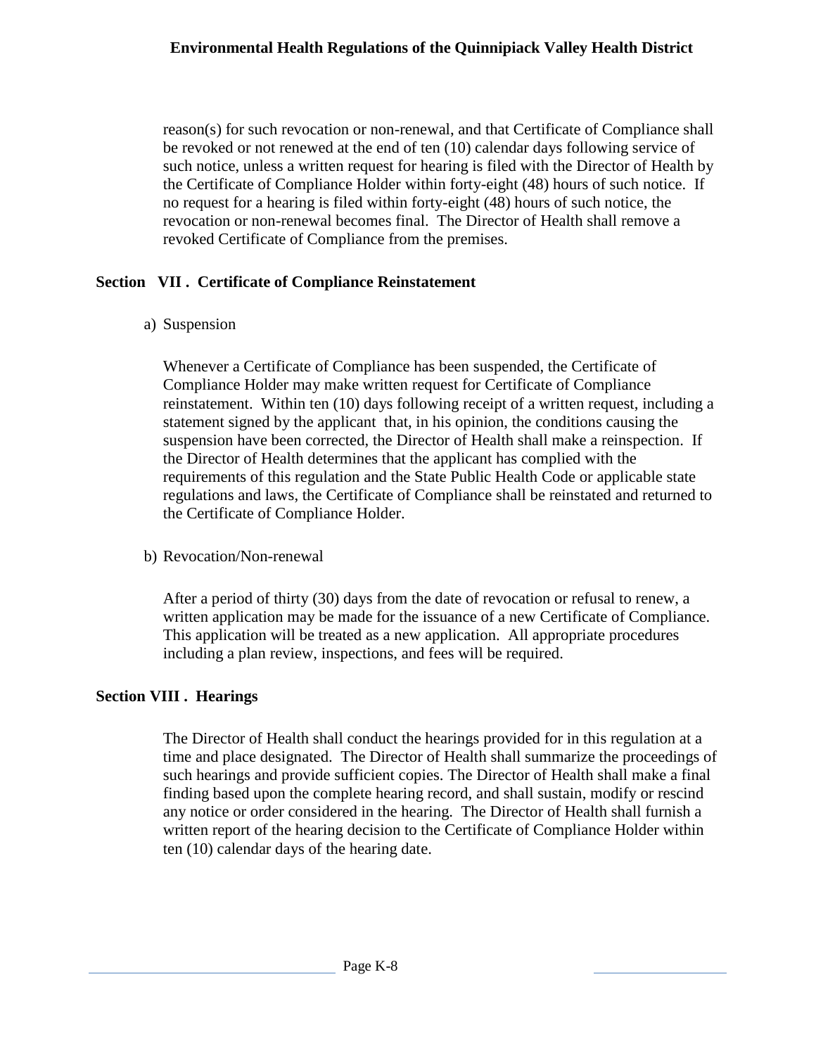reason(s) for such revocation or non-renewal, and that Certificate of Compliance shall be revoked or not renewed at the end of ten (10) calendar days following service of such notice, unless a written request for hearing is filed with the Director of Health by the Certificate of Compliance Holder within forty-eight (48) hours of such notice. If no request for a hearing is filed within forty-eight (48) hours of such notice, the revocation or non-renewal becomes final. The Director of Health shall remove a revoked Certificate of Compliance from the premises.

## Section VII . Certificate of Compliance Reinstatement

a) Suspension

Whenever a Certificate of Compliance has been suspended, the Certificate of Compliance Holder may make written request for Certificate of Compliance reinstatement. Within ten (10) days following receipt of a written request, including a statement signed by the applicant that, in his opinion, the conditions causing the suspension have been corrected, the Director of Health shall make a reinspection. If the Director of Health determines that the applicant has complied with the requirements of this regulation and the State Public Health Code or applicable state regulations and laws, the Certificate of Compliance shall be reinstated and returned to the Certificate of Compliance Holder.

b) Revocation/Non-renewal

After a period of thirty (30) days from the date of revocation or refusal to renew, a written application may be made for the issuance of a new Certificate of Compliance. This application will be treated as a new application. All appropriate procedures including a plan review, inspections, and fees will be required.

## Section VIII . Hearings

The Director of Health shall conduct the hearings provided for in this regulation at a time and place designated. The Director of Health shall summarize the proceedings of such hearings and provide sufficient copies. The Director of Health shall make a final finding based upon the complete hearing record, and shall sustain, modify or rescind any notice or order considered in the hearing. The Director of Health shall furnish a written report of the hearing decision to the Certificate of Compliance Holder within ten (10) calendar days of the hearing date.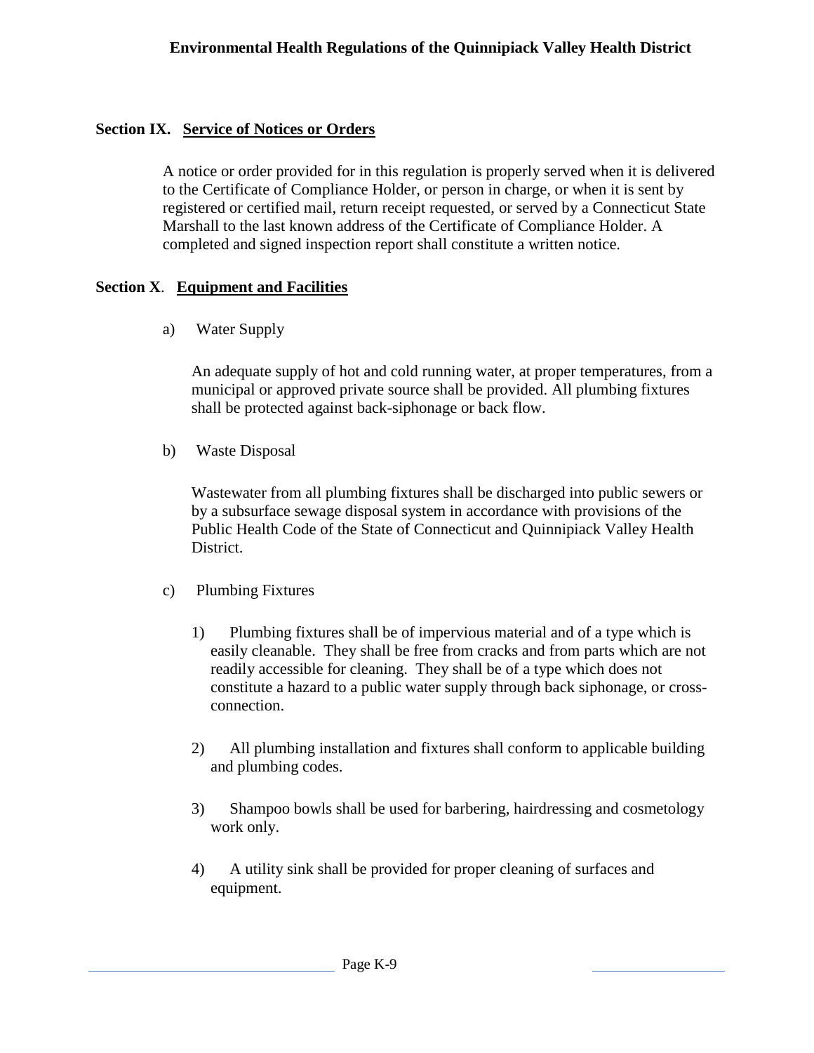## Section IX. Service of Notices or Orders

A notice or order provided for in this regulation is properly served when it is delivered to the Certificate of Compliance Holder, or person in charge, or when it is sent by registered or certified mail, return receipt requested, or served by a Connecticut State Marshall to the last known address of the Certificate of Compliance Holder. A completed and signed inspection report shall constitute a written notice.

## Section X. Equipment and Facilities

a) Water Supply

An adequate supply of hot and cold running water, at proper temperatures, from a municipal or approved private source shall be provided. All plumbing fixtures shall be protected against back-siphonage or back flow.

b) Waste Disposal

Wastewater from all plumbing fixtures shall be discharged into public sewers or by a subsurface sewage disposal system in accordance with provisions of the Public Health Code of the State of Connecticut and Quinnipiack Valley Health District.

c) Plumbing Fixtures

1) Plumbing fixtures shall be of impervious material and of a type which is easily cleanable. They shall be free from cracks and from parts which are not readily accessible for cleaning. They shall be of a type which does not constitute a hazard to a public water supply through back siphonage, or cross-connection.

2) All plumbing installation and fixtures shall conform to applicable building and plumbing codes.

3) Shampoo bowls shall be used for barbering, hairdressing and cosmetology work only.

4) A utility sink shall be provided for proper cleaning of surfaces and equipment.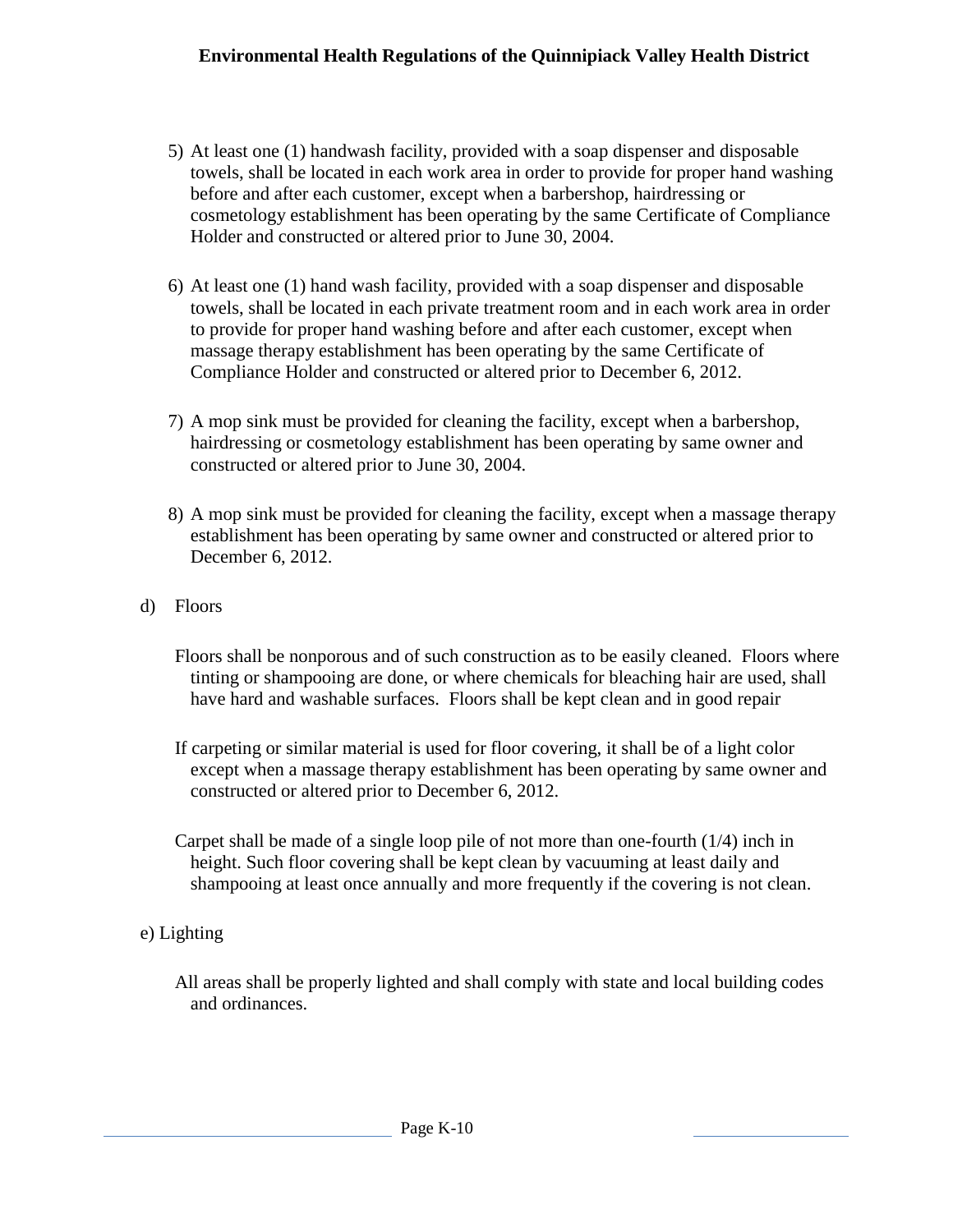5) At least one (1) handwash facility, provided with a soap dispenser and disposable towels, shall be located in each work area in order to provide for proper hand washing before and after each customer, except when a barbershop, hairdressing or cosmetology establishment has been operating by the same Certificate of Compliance Holder and constructed or altered prior to June 30, 2004.

6) At least one (1) hand wash facility, provided with a soap dispenser and disposable towels, shall be located in each private treatment room and in each work area in order to provide for proper hand washing before and after each customer, except when massage therapy establishment has been operating by the same Certificate of Compliance Holder and constructed or altered prior to December 6, 2012.

7) A mop sink must be provided for cleaning the facility, except when a barbershop, hairdressing or cosmetology establishment has been operating by same owner and constructed or altered prior to June 30, 2004.

8) A mop sink must be provided for cleaning the facility, except when a massage therapy establishment has been operating by same owner and constructed or altered prior to December 6, 2012.

d) Floors

Floors shall be nonporous and of such construction as to be easily cleaned. Floors where tinting or shampooing are done, or where chemicals for bleaching hair are used, shall have hard and washable surfaces. Floors shall be kept clean and in good repair

If carpeting or similar material is used for floor covering, it shall be of a light color except when a massage therapy establishment has been operating by same owner and constructed or altered prior to December 6, 2012.

Carpet shall be made of a single loop pile of not more than one-fourth (1/4) inch in height. Such floor covering shall be kept clean by vacuuming at least daily and shampooing at least once annually and more frequently if the covering is not clean.

e) Lighting

All areas shall be properly lighted and shall comply with state and local building codes and ordinances.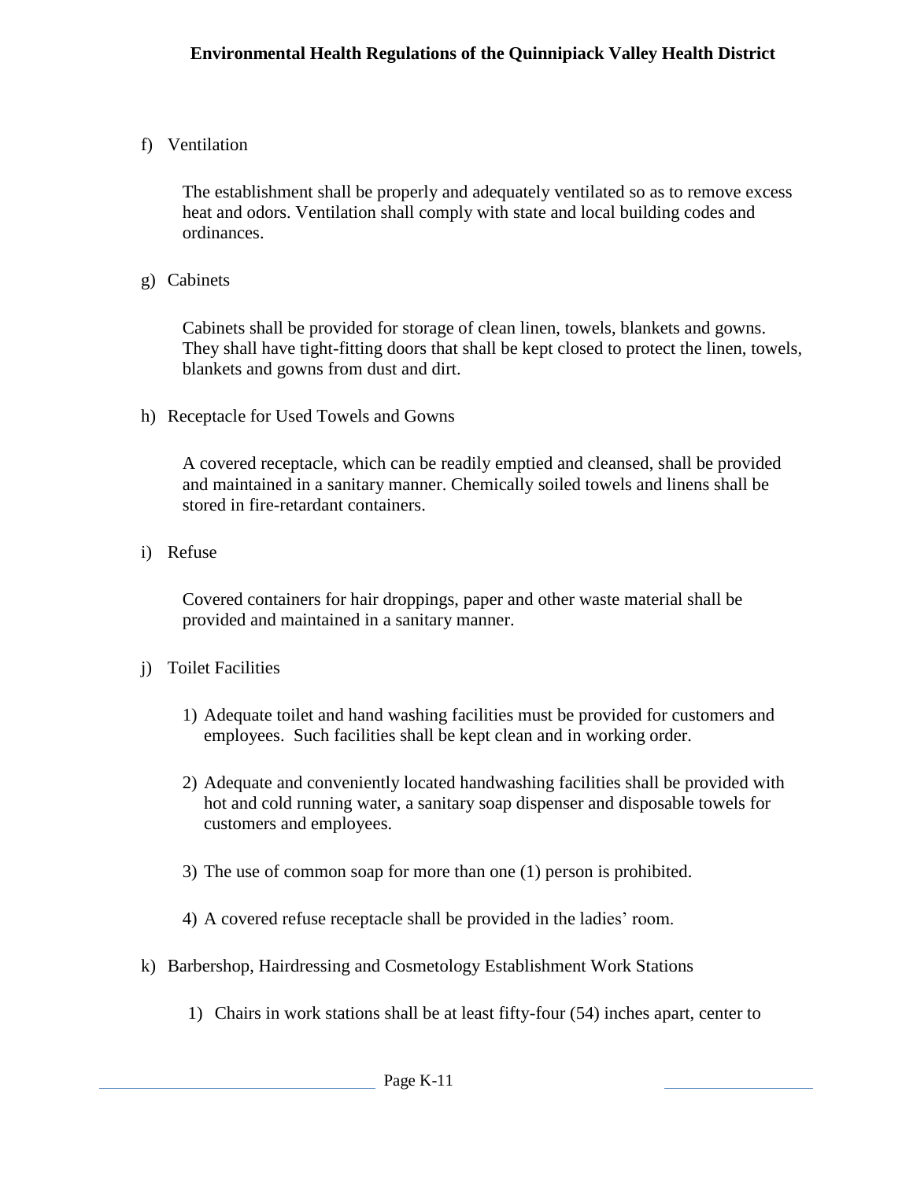f) Ventilation

The establishment shall be properly and adequately ventilated so as to remove excess heat and odors. Ventilation shall comply with state and local building codes and ordinances.

g) Cabinets

Cabinets shall be provided for storage of clean linen, towels, blankets and gowns. They shall have tight-fitting doors that shall be kept closed to protect the linen, towels, blankets and gowns from dust and dirt.

h) Receptacle for Used Towels and Gowns

A covered receptacle, which can be readily emptied and cleansed, shall be provided and maintained in a sanitary manner. Chemically soiled towels and linens shall be stored in fire-retardant containers.

i) Refuse

Covered containers for hair droppings, paper and other waste material shall be provided and maintained in a sanitary manner.

j) Toilet Facilities

1) Adequate toilet and hand washing facilities must be provided for customers and employees. Such facilities shall be kept clean and in working order.

2) Adequate and conveniently located handwashing facilities shall be provided with hot and cold running water, a sanitary soap dispenser and disposable towels for customers and employees.

3) The use of common soap for more than one (1) person is prohibited.

4) A covered refuse receptacle shall be provided in the ladies' room.

k) Barbershop, Hairdressing and Cosmetology Establishment Work Stations

1) Chairs in work stations shall be at least fifty-four (54) inches apart, center to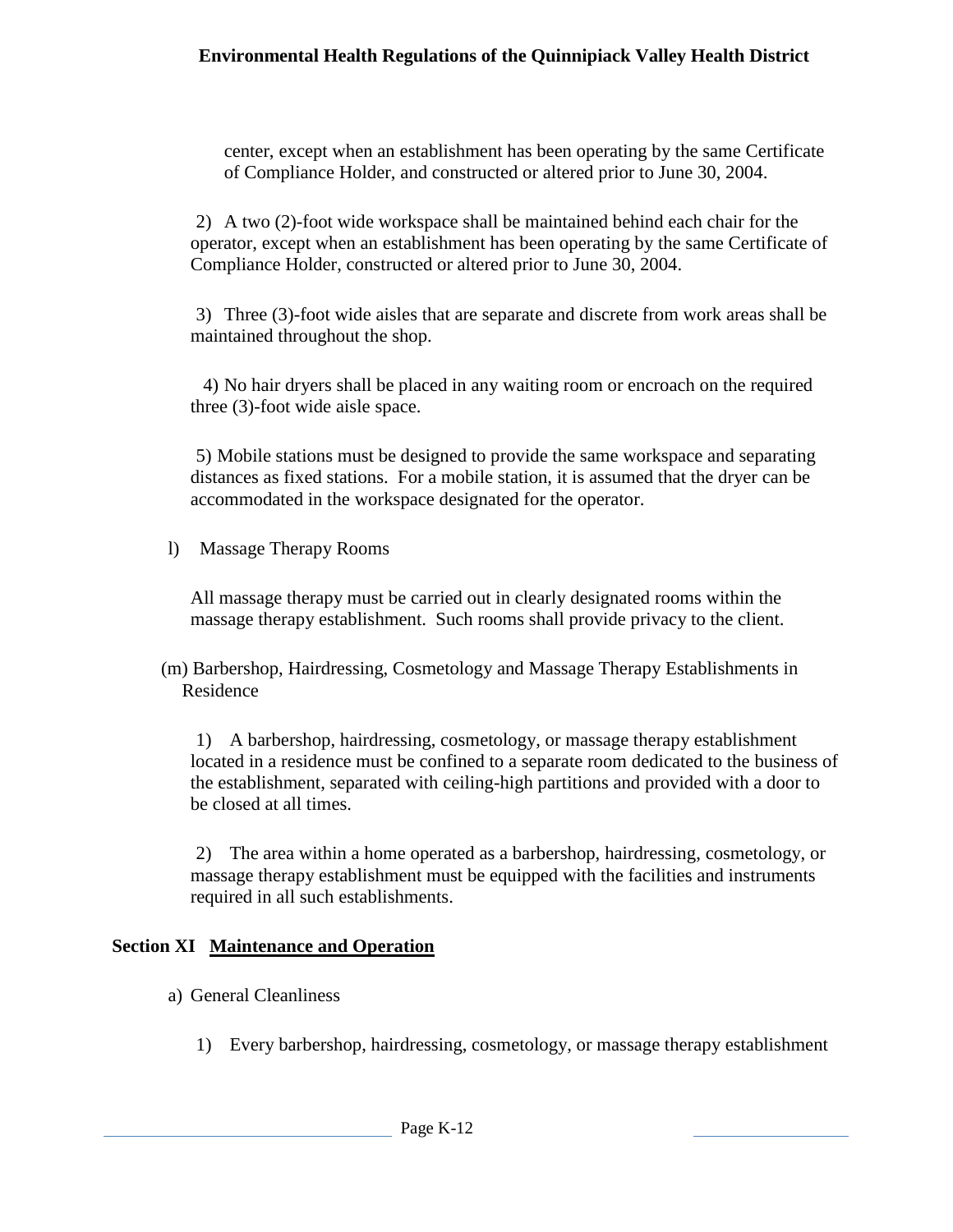center, except when an establishment has been operating by the same Certificate of Compliance Holder, and constructed or altered prior to June 30, 2004.

2) A two (2)-foot wide workspace shall be maintained behind each chair for the operator, except when an establishment has been operating by the same Certificate of Compliance Holder, constructed or altered prior to June 30, 2004.

3) Three (3)-foot wide aisles that are separate and discrete from work areas shall be maintained throughout the shop.

4) No hair dryers shall be placed in any waiting room or encroach on the required three (3)-foot wide aisle space.

5) Mobile stations must be designed to provide the same workspace and separating distances as fixed stations. For a mobile station, it is assumed that the dryer can be accommodated in the workspace designated for the operator.

l) Massage Therapy Rooms

All massage therapy must be carried out in clearly designated rooms within the massage therapy establishment. Such rooms shall provide privacy to the client.

(m) Barbershop, Hairdressing, Cosmetology and Massage Therapy Establishments in Residence

1) A barbershop, hairdressing, cosmetology, or massage therapy establishment located in a residence must be confined to a separate room dedicated to the business of the establishment, separated with ceiling-high partitions and provided with a door to be closed at all times.

2) The area within a home operated as a barbershop, hairdressing, cosmetology, or massage therapy establishment must be equipped with the facilities and instruments required in all such establishments.

## Section XI <u>Maintenance and Operation</u>

a) General Cleanliness

1) Every barbershop, hairdressing, cosmetology, or massage therapy establishment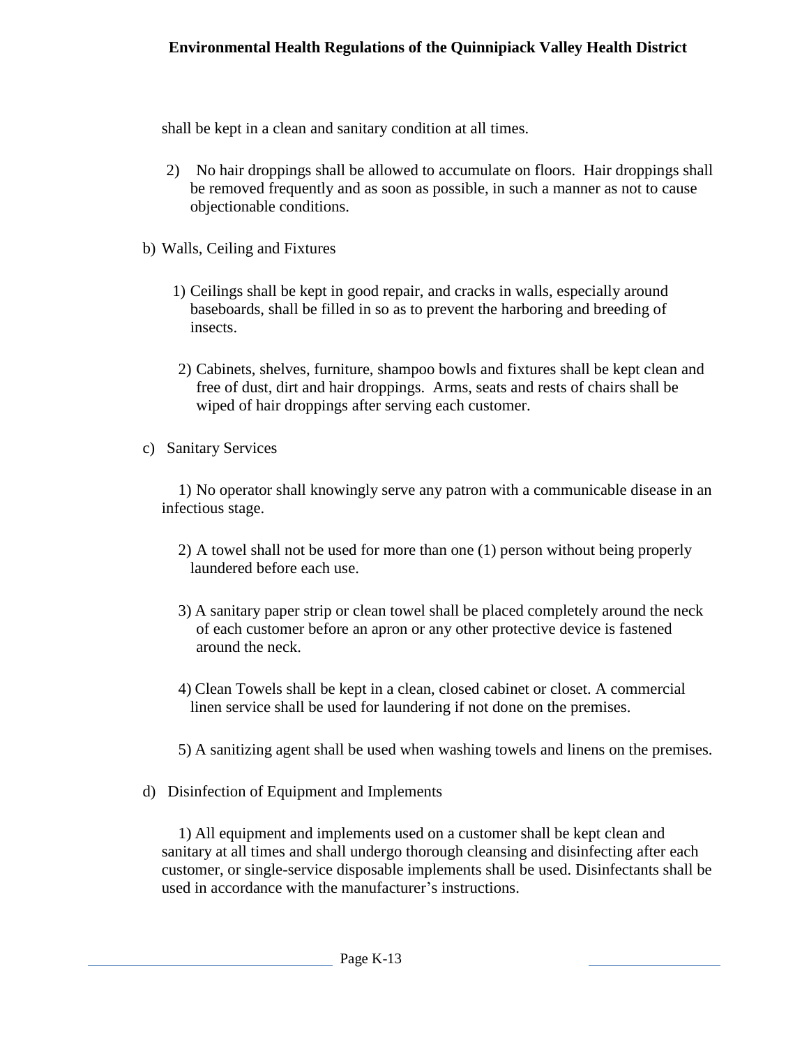shall be kept in a clean and sanitary condition at all times.

2) No hair droppings shall be allowed to accumulate on floors. Hair droppings shall be removed frequently and as soon as possible, in such a manner as not to cause objectionable conditions.

b) Walls, Ceiling and Fixtures

1) Ceilings shall be kept in good repair, and cracks in walls, especially around baseboards, shall be filled in so as to prevent the harboring and breeding of insects.

2) Cabinets, shelves, furniture, shampoo bowls and fixtures shall be kept clean and free of dust, dirt and hair droppings. Arms, seats and rests of chairs shall be wiped of hair droppings after serving each customer.

c) Sanitary Services

1) No operator shall knowingly serve any patron with a communicable disease in an infectious stage.

2) A towel shall not be used for more than one (1) person without being properly laundered before each use.

3) A sanitary paper strip or clean towel shall be placed completely around the neck of each customer before an apron or any other protective device is fastened around the neck.

4) Clean Towels shall be kept in a clean, closed cabinet or closet. A commercial linen service shall be used for laundering if not done on the premises.

5) A sanitizing agent shall be used when washing towels and linens on the premises.

d) Disinfection of Equipment and Implements

1) All equipment and implements used on a customer shall be kept clean and sanitary at all times and shall undergo thorough cleansing and disinfecting after each customer, or single-service disposable implements shall be used. Disinfectants shall be used in accordance with the manufacturer's instructions.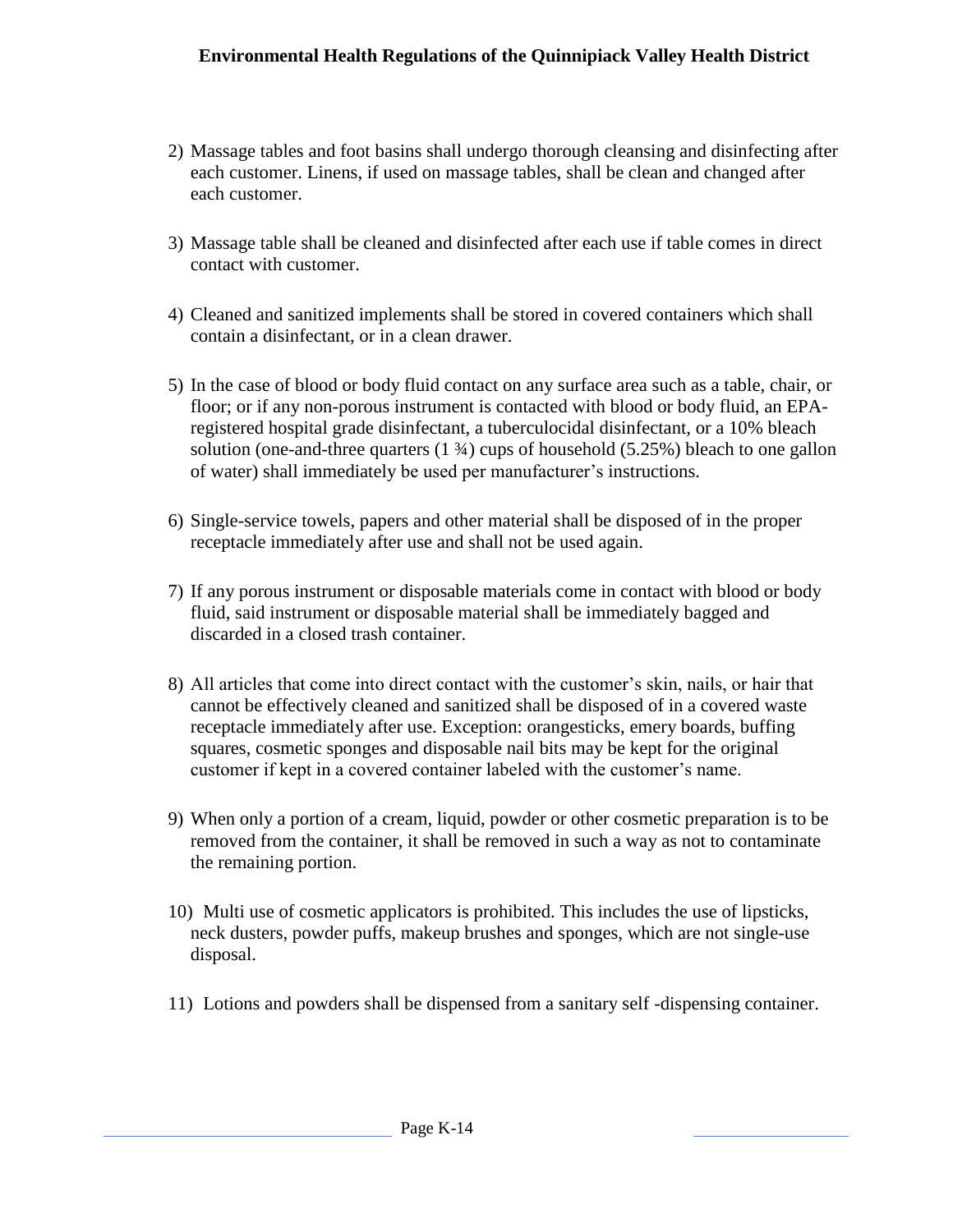2) Massage tables and foot basins shall undergo thorough cleansing and disinfecting after each customer. Linens, if used on massage tables, shall be clean and changed after each customer.

3) Massage table shall be cleaned and disinfected after each use if table comes in direct contact with customer.

4) Cleaned and sanitized implements shall be stored in covered containers which shall contain a disinfectant, or in a clean drawer.

5) In the case of blood or body fluid contact on any surface area such as a table, chair, or floor; or if any non-porous instrument is contacted with blood or body fluid, an EPA-registered hospital grade disinfectant, a tuberculocidal disinfectant, or a 10% bleach solution (one-and-three quarters (1 ¾) cups of household (5.25%) bleach to one gallon of water) shall immediately be used per manufacturer's instructions.

6) Single-service towels, papers and other material shall be disposed of in the proper receptacle immediately after use and shall not be used again.

7) If any porous instrument or disposable materials come in contact with blood or body fluid, said instrument or disposable material shall be immediately bagged and discarded in a closed trash container.

8) All articles that come into direct contact with the customer's skin, nails, or hair that cannot be effectively cleaned and sanitized shall be disposed of in a covered waste receptacle immediately after use. Exception: orangesticks, emery boards, buffing squares, cosmetic sponges and disposable nail bits may be kept for the original customer if kept in a covered container labeled with the customer's name.

9) When only a portion of a cream, liquid, powder or other cosmetic preparation is to be removed from the container, it shall be removed in such a way as not to contaminate the remaining portion.

10) Multi use of cosmetic applicators is prohibited. This includes the use of lipsticks, neck dusters, powder puffs, makeup brushes and sponges, which are not single-use disposal.

11) Lotions and powders shall be dispensed from a sanitary self -dispensing container.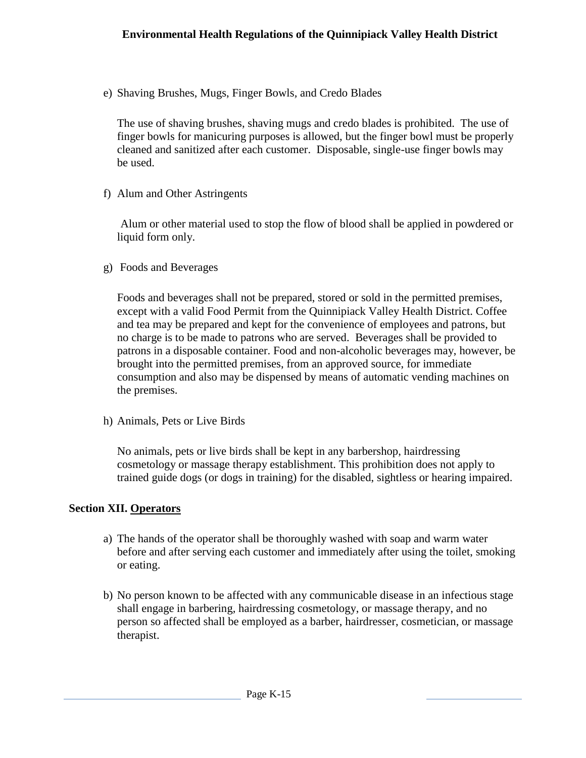e) Shaving Brushes, Mugs, Finger Bowls, and Credo Blades

The use of shaving brushes, shaving mugs and credo blades is prohibited. The use of finger bowls for manicuring purposes is allowed, but the finger bowl must be properly cleaned and sanitized after each customer. Disposable, single-use finger bowls may be used.

f) Alum and Other Astringents

Alum or other material used to stop the flow of blood shall be applied in powdered or liquid form only.

g) Foods and Beverages

Foods and beverages shall not be prepared, stored or sold in the permitted premises, except with a valid Food Permit from the Quinnipiack Valley Health District. Coffee and tea may be prepared and kept for the convenience of employees and patrons, but no charge is to be made to patrons who are served. Beverages shall be provided to patrons in a disposable container. Food and non-alcoholic beverages may, however, be brought into the permitted premises, from an approved source, for immediate consumption and also may be dispensed by means of automatic vending machines on the premises.

h) Animals, Pets or Live Birds

No animals, pets or live birds shall be kept in any barbershop, hairdressing cosmetology or massage therapy establishment. This prohibition does not apply to trained guide dogs (or dogs in training) for the disabled, sightless or hearing impaired.

**Section XII. Operators**

a) The hands of the operator shall be thoroughly washed with soap and warm water before and after serving each customer and immediately after using the toilet, smoking or eating.

b) No person known to be affected with any communicable disease in an infectious stage shall engage in barbering, hairdressing cosmetology, or massage therapy, and no person so affected shall be employed as a barber, hairdresser, cosmetician, or massage therapist.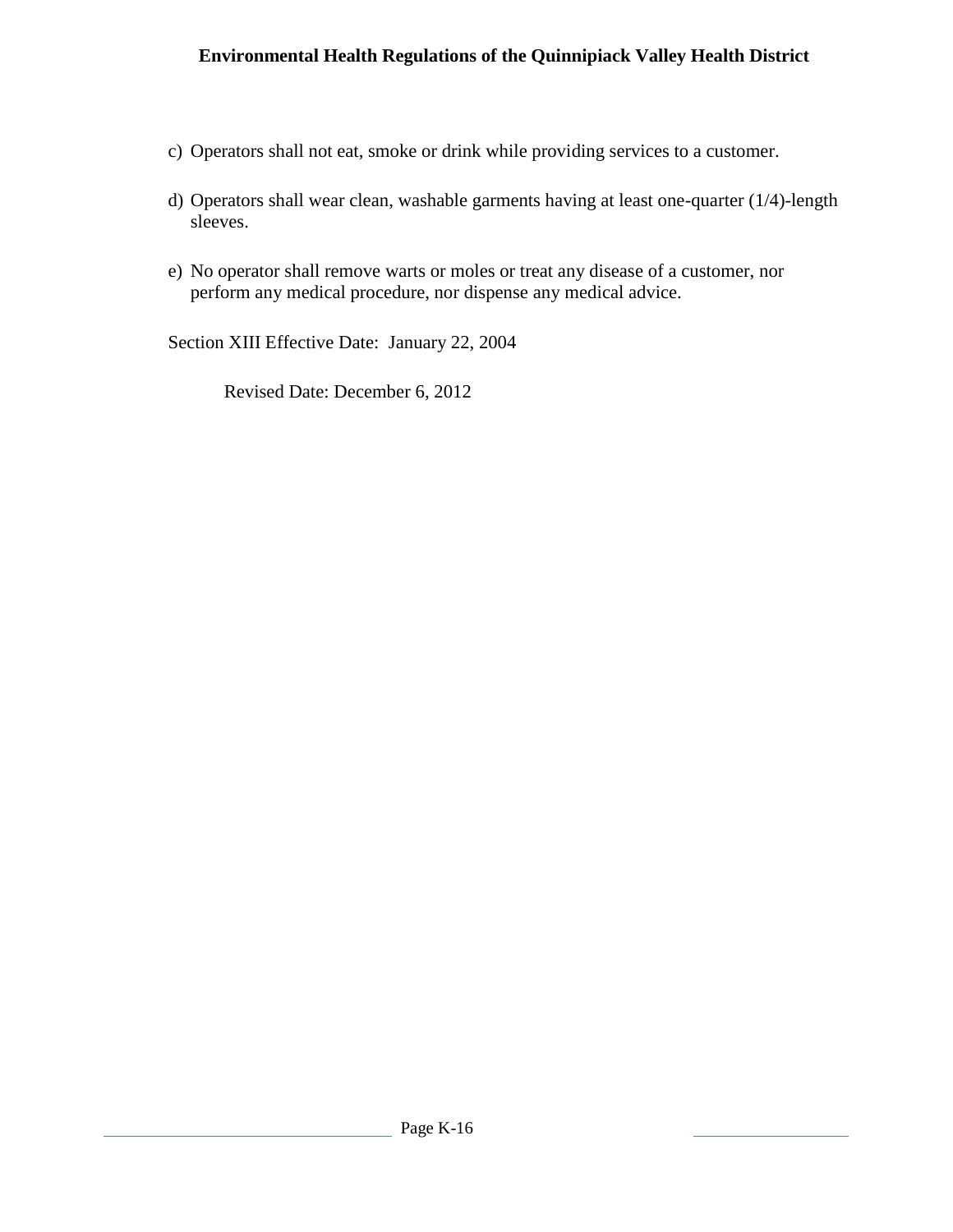c) Operators shall not eat, smoke or drink while providing services to a customer.

d) Operators shall wear clean, washable garments having at least one-quarter (1/4)-length sleeves.

e) No operator shall remove warts or moles or treat any disease of a customer, nor perform any medical procedure, nor dispense any medical advice.

Section XIII Effective Date: January 22, 2004

Revised Date: December 6, 2012